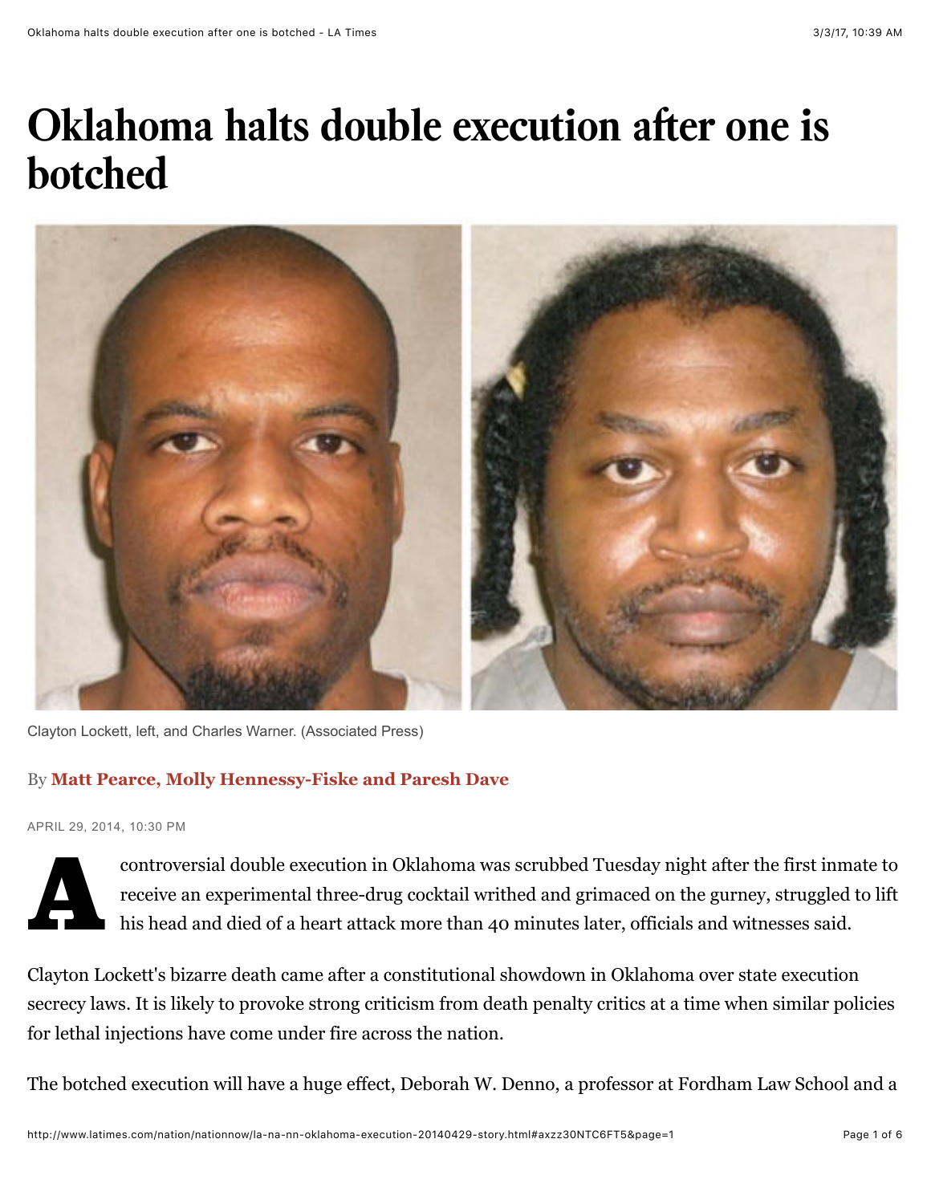# Oklahoma halts double execution after one is botched

Clayton Lockett, left, and Charles Warner. (Associated Press)

By **Matt Pearce, Molly Hennessy-Fiske and Paresh Dave**

APRIL 29, 2014, 10:30 PM

A controversial double execution in Oklahoma was scrubbed Tuesday night after the first inmate to receive an experimental three-drug cocktail writhed and grimaced on the gurney, struggled to lift his head and died of a heart attack more than 40 minutes later, officials and witnesses said.

Clayton Lockett's bizarre death came after a constitutional showdown in Oklahoma over state execution secrecy laws. It is likely to provoke strong criticism from death penalty critics at a time when similar policies for lethal injections have come under fire across the nation.

The botched execution will have a huge effect, Deborah W. Denno, a professor at Fordham Law School and a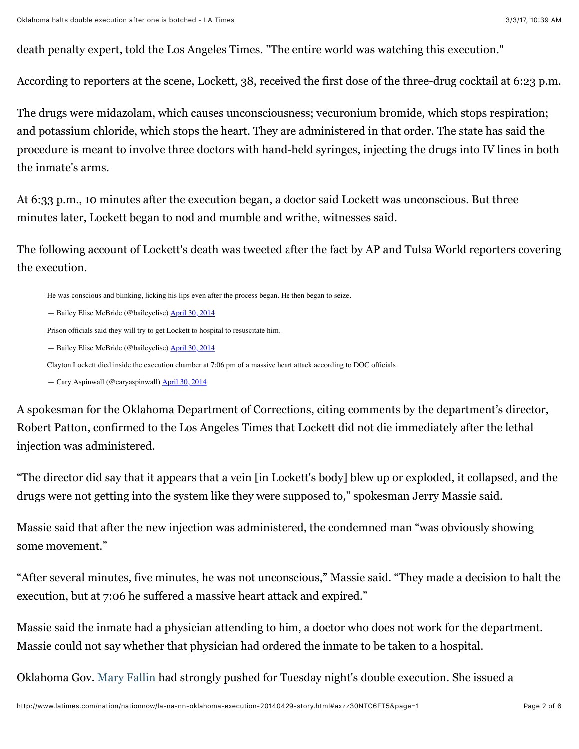death penalty expert, told the Los Angeles Times. "The entire world was watching this execution."

According to reporters at the scene, Lockett, 38, received the first dose of the three-drug cocktail at 6:23 p.m.

The drugs were midazolam, which causes unconsciousness; vecuronium bromide, which stops respiration; and potassium chloride, which stops the heart. They are administered in that order. The state has said the procedure is meant to involve three doctors with hand-held syringes, injecting the drugs into IV lines in both the inmate's arms.

At 6:33 p.m., 10 minutes after the execution began, a doctor said Lockett was unconscious. But three minutes later, Lockett began to nod and mumble and writhe, witnesses said.

The following account of Lockett's death was tweeted after the fact by AP and Tulsa World reporters covering the execution.

> He was conscious and blinking, licking his lips even after the process began. He then began to seize.
>
> — Bailey Elise McBride (@baileyelise) April 30, 2014

> Prison officials said they will try to get Lockett to hospital to resuscitate him.
>
> — Bailey Elise McBride (@baileyelise) April 30, 2014

> Clayton Lockett died inside the execution chamber at 7:06 pm of a massive heart attack according to DOC officials.
>
> — Cary Aspinwall (@caryaspinwall) April 30, 2014

A spokesman for the Oklahoma Department of Corrections, citing comments by the department's director, Robert Patton, confirmed to the Los Angeles Times that Lockett did not die immediately after the lethal injection was administered.

"The director did say that it appears that a vein [in Lockett's body] blew up or exploded, it collapsed, and the drugs were not getting into the system like they were supposed to," spokesman Jerry Massie said.

Massie said that after the new injection was administered, the condemned man "was obviously showing some movement."

"After several minutes, five minutes, he was not unconscious," Massie said. "They made a decision to halt the execution, but at 7:06 he suffered a massive heart attack and expired."

Massie said the inmate had a physician attending to him, a doctor who does not work for the department. Massie could not say whether that physician had ordered the inmate to be taken to a hospital.

Oklahoma Gov. Mary Fallin had strongly pushed for Tuesday night's double execution. She issued a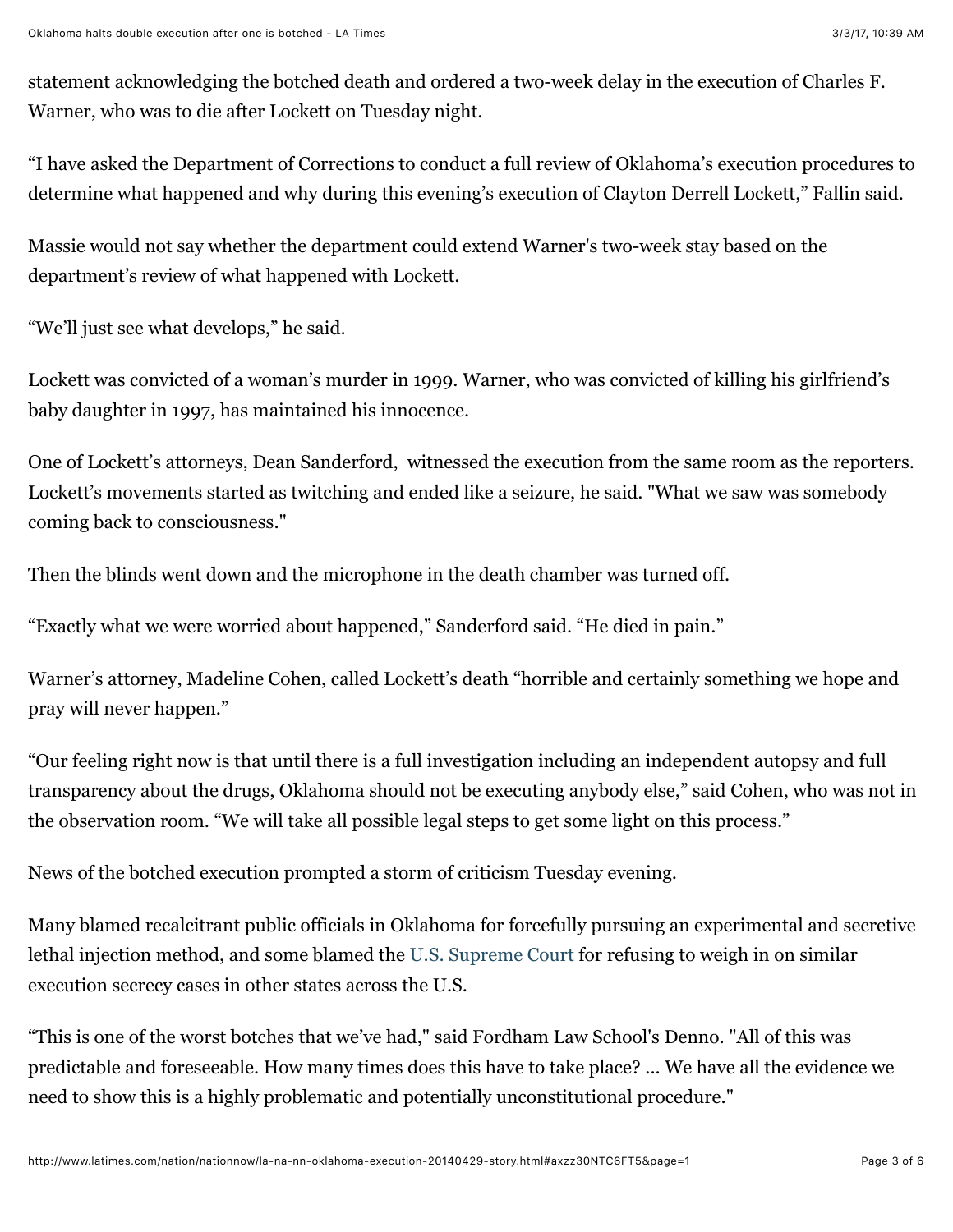statement acknowledging the botched death and ordered a two-week delay in the execution of Charles F. Warner, who was to die after Lockett on Tuesday night.

“I have asked the Department of Corrections to conduct a full review of Oklahoma’s execution procedures to determine what happened and why during this evening’s execution of Clayton Derrell Lockett,” Fallin said.

Massie would not say whether the department could extend Warner's two-week stay based on the department’s review of what happened with Lockett.

“We’ll just see what develops,” he said.

Lockett was convicted of a woman’s murder in 1999. Warner, who was convicted of killing his girlfriend’s baby daughter in 1997, has maintained his innocence.

One of Lockett’s attorneys, Dean Sanderford, witnessed the execution from the same room as the reporters. Lockett’s movements started as twitching and ended like a seizure, he said. "What we saw was somebody coming back to consciousness."

Then the blinds went down and the microphone in the death chamber was turned off.

“Exactly what we were worried about happened,” Sanderford said. “He died in pain.”

Warner’s attorney, Madeline Cohen, called Lockett’s death “horrible and certainly something we hope and pray will never happen.”

“Our feeling right now is that until there is a full investigation including an independent autopsy and full transparency about the drugs, Oklahoma should not be executing anybody else,” said Cohen, who was not in the observation room. “We will take all possible legal steps to get some light on this process.”

News of the botched execution prompted a storm of criticism Tuesday evening.

Many blamed recalcitrant public officials in Oklahoma for forcefully pursuing an experimental and secretive lethal injection method, and some blamed the U.S. Supreme Court for refusing to weigh in on similar execution secrecy cases in other states across the U.S.

“This is one of the worst botches that we’ve had," said Fordham Law School's Denno. "All of this was predictable and foreseeable. How many times does this have to take place? ... We have all the evidence we need to show this is a highly problematic and potentially unconstitutional procedure."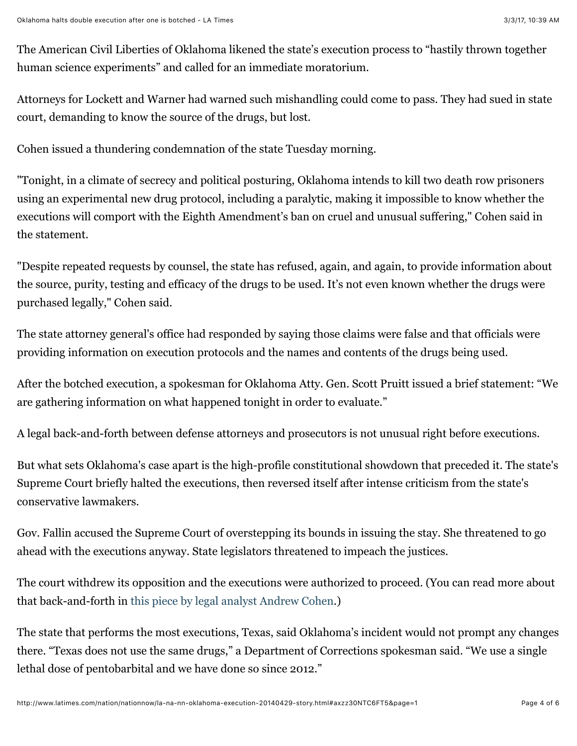The American Civil Liberties of Oklahoma likened the state's execution process to "hastily thrown together human science experiments" and called for an immediate moratorium.

Attorneys for Lockett and Warner had warned such mishandling could come to pass. They had sued in state court, demanding to know the source of the drugs, but lost.

Cohen issued a thundering condemnation of the state Tuesday morning.

"Tonight, in a climate of secrecy and political posturing, Oklahoma intends to kill two death row prisoners using an experimental new drug protocol, including a paralytic, making it impossible to know whether the executions will comport with the Eighth Amendment's ban on cruel and unusual suffering," Cohen said in the statement.

"Despite repeated requests by counsel, the state has refused, again, and again, to provide information about the source, purity, testing and efficacy of the drugs to be used. It's not even known whether the drugs were purchased legally," Cohen said.

The state attorney general's office had responded by saying those claims were false and that officials were providing information on execution protocols and the names and contents of the drugs being used.

After the botched execution, a spokesman for Oklahoma Atty. Gen. Scott Pruitt issued a brief statement: "We are gathering information on what happened tonight in order to evaluate."

A legal back-and-forth between defense attorneys and prosecutors is not unusual right before executions.

But what sets Oklahoma's case apart is the high-profile constitutional showdown that preceded it. The state's Supreme Court briefly halted the executions, then reversed itself after intense criticism from the state's conservative lawmakers.

Gov. Fallin accused the Supreme Court of overstepping its bounds in issuing the stay. She threatened to go ahead with the executions anyway. State legislators threatened to impeach the justices.

The court withdrew its opposition and the executions were authorized to proceed. (You can read more about that back-and-forth in this piece by legal analyst Andrew Cohen.)

The state that performs the most executions, Texas, said Oklahoma's incident would not prompt any changes there. "Texas does not use the same drugs," a Department of Corrections spokesman said. "We use a single lethal dose of pentobarbital and we have done so since 2012."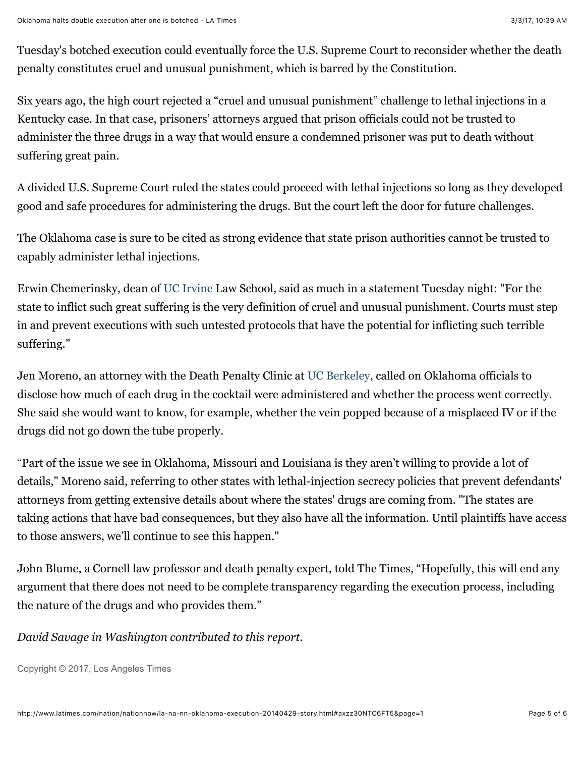Tuesday's botched execution could eventually force the U.S. Supreme Court to reconsider whether the death penalty constitutes cruel and unusual punishment, which is barred by the Constitution.

Six years ago, the high court rejected a "cruel and unusual punishment" challenge to lethal injections in a Kentucky case. In that case, prisoners' attorneys argued that prison officials could not be trusted to administer the three drugs in a way that would ensure a condemned prisoner was put to death without suffering great pain.

A divided U.S. Supreme Court ruled the states could proceed with lethal injections so long as they developed good and safe procedures for administering the drugs. But the court left the door for future challenges.

The Oklahoma case is sure to be cited as strong evidence that state prison authorities cannot be trusted to capably administer lethal injections.

Erwin Chemerinsky, dean of UC Irvine Law School, said as much in a statement Tuesday night: "For the state to inflict such great suffering is the very definition of cruel and unusual punishment. Courts must step in and prevent executions with such untested protocols that have the potential for inflicting such terrible suffering."

Jen Moreno, an attorney with the Death Penalty Clinic at UC Berkeley, called on Oklahoma officials to disclose how much of each drug in the cocktail were administered and whether the process went correctly. She said she would want to know, for example, whether the vein popped because of a misplaced IV or if the drugs did not go down the tube properly.

"Part of the issue we see in Oklahoma, Missouri and Louisiana is they aren't willing to provide a lot of details," Moreno said, referring to other states with lethal-injection secrecy policies that prevent defendants' attorneys from getting extensive details about where the states' drugs are coming from. "The states are taking actions that have bad consequences, but they also have all the information. Until plaintiffs have access to those answers, we'll continue to see this happen."

John Blume, a Cornell law professor and death penalty expert, told The Times, "Hopefully, this will end any argument that there does not need to be complete transparency regarding the execution process, including the nature of the drugs and who provides them."

*David Savage in Washington contributed to this report.*

Copyright © 2017, Los Angeles Times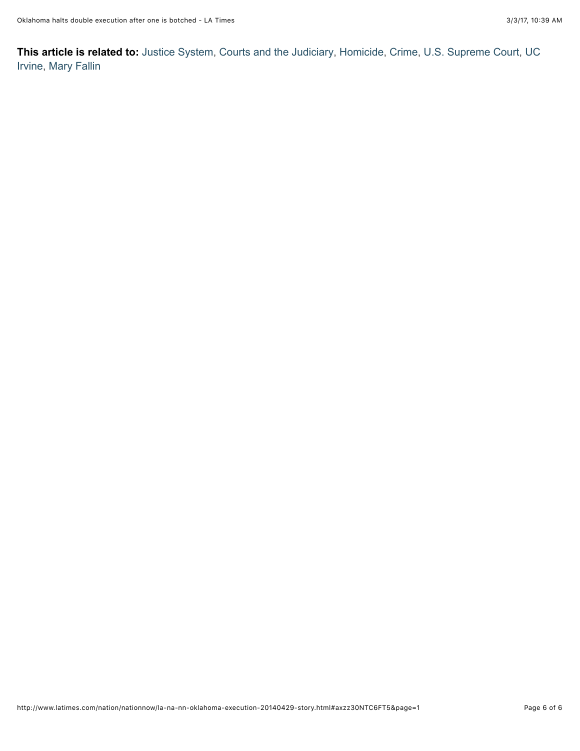**This article is related to:** Justice System, Courts and the Judiciary, Homicide, Crime, U.S. Supreme Court, UC Irvine, Mary Fallin